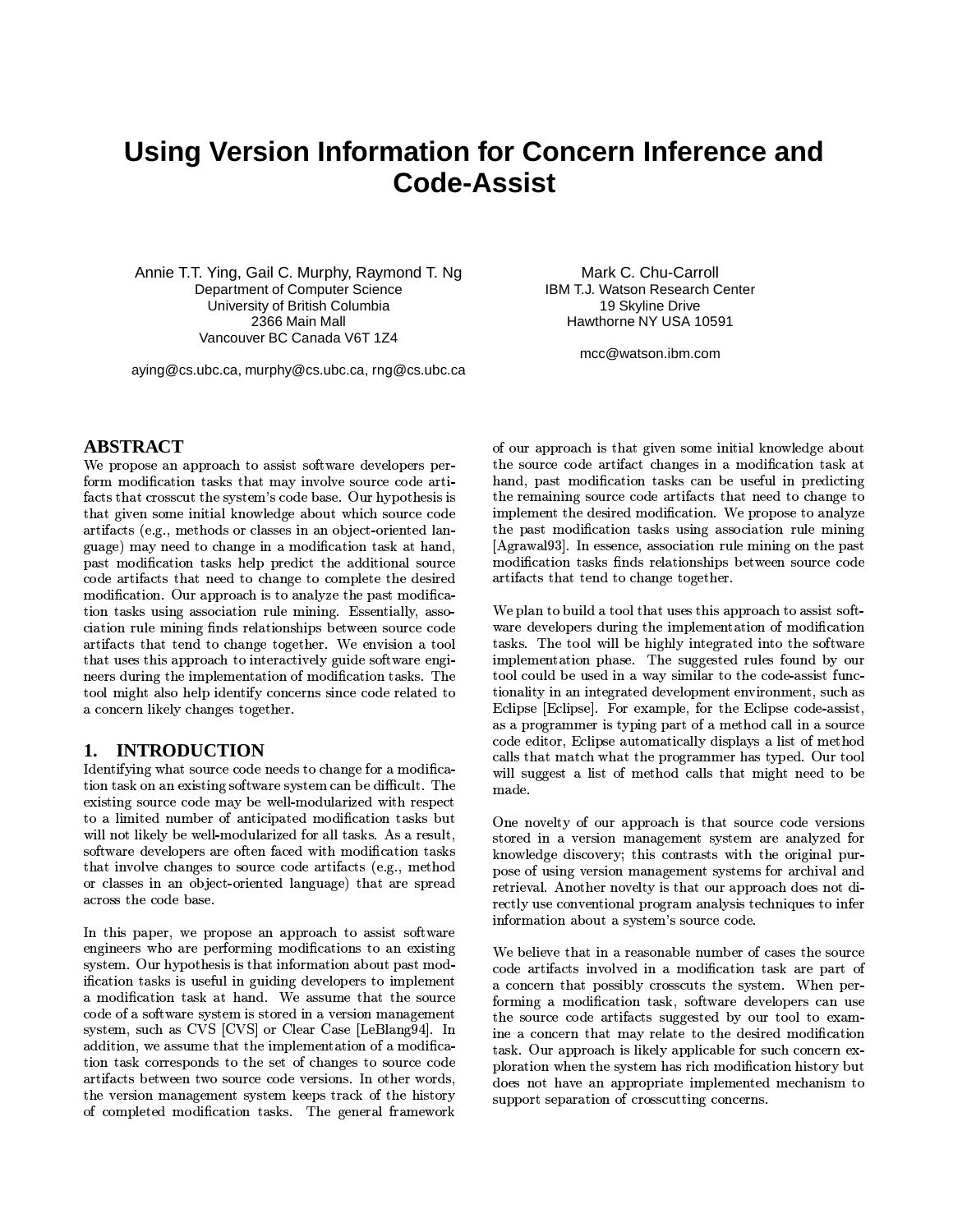# Using Version Information for Concern Inference and Code-Assist

Annie T.T. Ying, Gail C. Murphy, Raymond T. Ng
Department of Computer Science
University of British Columbia
2366 Main Mall
Vancouver BC Canada V6T 1Z4

aying@cs.ubc.ca, murphy@cs.ubc.ca, rng@cs.ubc.ca

Mark C. Chu-Carroll
IBM T.J. Watson Research Center
19 Skyline Drive
Hawthorne NY USA 10591

mcc@watson.ibm.com

## ABSTRACT

We propose an approach to assist software developers perform modification tasks that may involve source code artifacts that crosscut the system's code base. Our hypothesis is that given some initial knowledge about which source code artifacts (e.g., methods or classes in an object-oriented language) may need to change in a modification task at hand, past modification tasks help predict the additional source code artifacts that need to change to complete the desired modification. Our approach is to analyze the past modification tasks using association rule mining. Essentially, association rule mining finds relationships between source code artifacts that tend to change together. We envision a tool that uses this approach to interactively guide software engineers during the implementation of modification tasks. The tool might also help identify concerns since code related to a concern likely changes together.

## 1. INTRODUCTION

Identifying what source code needs to change for a modification task on an existing software system can be difficult. The existing source code may be well-modularized with respect to a limited number of anticipated modification tasks but will not likely be well-modularized for all tasks. As a result, software developers are often faced with modification tasks that involve changes to source code artifacts (e.g., method or classes in an object-oriented language) that are spread across the code base.

In this paper, we propose an approach to assist software engineers who are performing modifications to an existing system. Our hypothesis is that information about past modification tasks is useful in guiding developers to implement a modification task at hand. We assume that the source code of a software system is stored in a version management system, such as CVS [CVS] or Clear Case [LeBlang94]. In addition, we assume that the implementation of a modification task corresponds to the set of changes to source code artifacts between two source code versions. In other words, the version management system keeps track of the history of completed modification tasks. The general framework of our approach is that given some initial knowledge about the source code artifact changes in a modification task at hand, past modification tasks can be useful in predicting the remaining source code artifacts that need to change to implement the desired modification. We propose to analyze the past modification tasks using association rule mining [Agrawal93]. In essence, association rule mining on the past modification tasks finds relationships between source code artifacts that tend to change together.

We plan to build a tool that uses this approach to assist software developers during the implementation of modification tasks. The tool will be highly integrated into the software implementation phase. The suggested rules found by our tool could be used in a way similar to the code-assist functionality in an integrated development environment, such as Eclipse [Eclipse]. For example, for the Eclipse code-assist, as a programmer is typing part of a method call in a source code editor, Eclipse automatically displays a list of method calls that match what the programmer has typed. Our tool will suggest a list of method calls that might need to be made.

One novelty of our approach is that source code versions stored in a version management system are analyzed for knowledge discovery; this contrasts with the original purpose of using version management systems for archival and retrieval. Another novelty is that our approach does not directly use conventional program analysis techniques to infer information about a system's source code.

We believe that in a reasonable number of cases the source code artifacts involved in a modification task are part of a concern that possibly crosscuts the system. When performing a modification task, software developers can use the source code artifacts suggested by our tool to examine a concern that may relate to the desired modification task. Our approach is likely applicable for such concern exploration when the system has rich modification history but does not have an appropriate implemented mechanism to support separation of crosscutting concerns.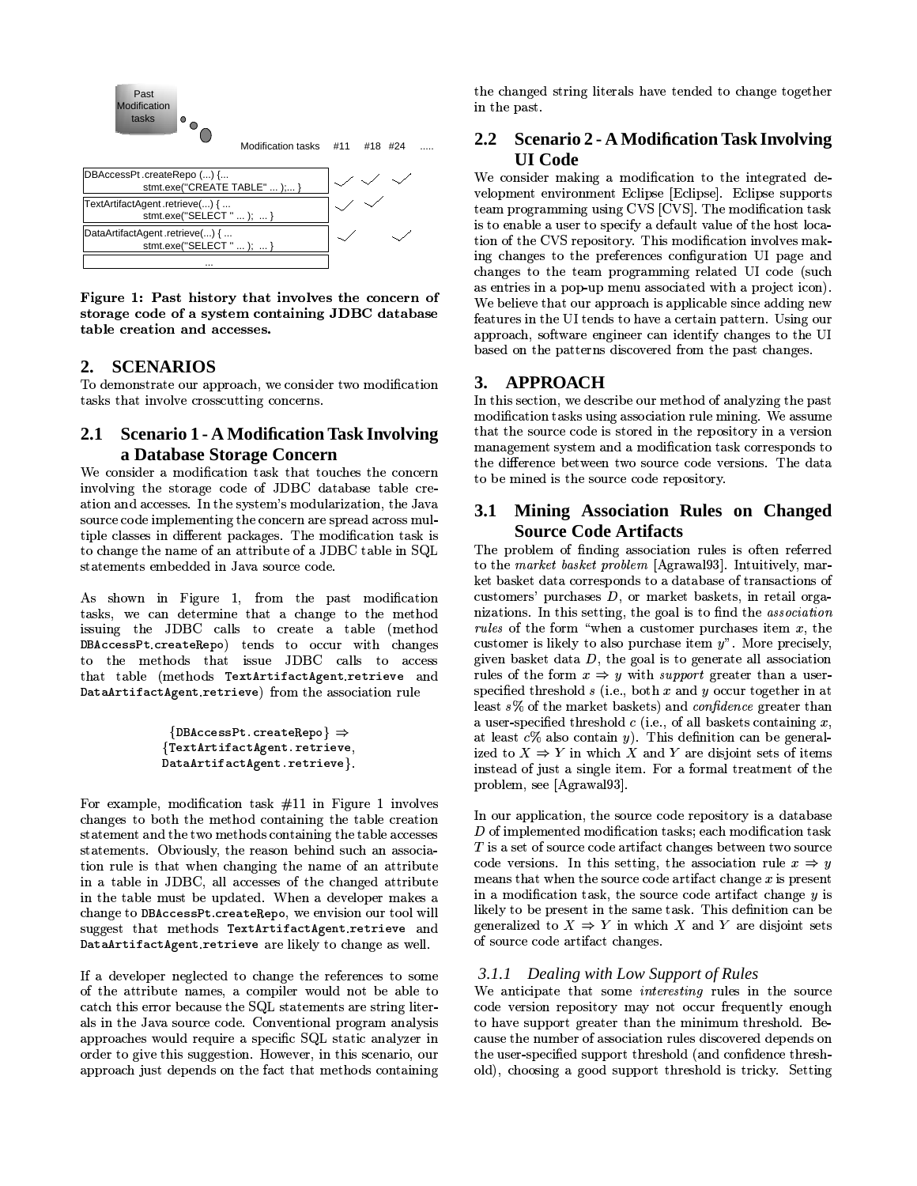| Modification tasks | #11 | #18 | #24 | ..... |
|---|---|---|---|---|
| DBAccessPt.createRepo (...) {... stmt.exe("CREATE TABLE" ... );... } | ✓ | ✓ | ✓ | |
| TextArtifactAgent.retrieve(...) { ... stmt.exe("SELECT " ... ); ... } | ✓ | ✓ | | |
| DataArtifactAgent.retrieve(...) { ... stmt.exe("SELECT " ... ); ... } | ✓ | | ✓ | |
| ... | | | | |

**Figure 1: Past history that involves the concern of storage code of a system containing JDBC database table creation and accesses.**

## 2. SCENARIOS

To demonstrate our approach, we consider two modification tasks that involve crosscutting concerns.

### 2.1 Scenario 1 - A Modification Task Involving a Database Storage Concern

We consider a modification task that touches the concern involving the storage code of JDBC database table creation and accesses. In the system's modularization, the Java source code implementing the concern are spread across multiple classes in different packages. The modification task is to change the name of an attribute of a JDBC table in SQL statements embedded in Java source code.

As shown in Figure 1, from the past modification tasks, we can determine that a change to the method issuing the JDBC calls to create a table (method `DBAccessPt.createRepo`) tends to occur with changes to the methods that issue JDBC calls to access that table (methods `TextArtifactAgent.retrieve` and `DataArtifactAgent.retrieve`) from the association rule

$$\{\texttt{DBAccessPt.createRepo}\} \Rightarrow \{\texttt{TextArtifactAgent.retrieve}, \texttt{DataArtifactAgent.retrieve}\}.$$

For example, modification task #11 in Figure 1 involves changes to both the method containing the table creation statement and the two methods containing the table accesses statements. Obviously, the reason behind such an association rule is that when changing the name of an attribute in a table in JDBC, all accesses of the changed attribute in the table must be updated. When a developer makes a change to `DBAccessPt.createRepo`, we envision our tool will suggest that methods `TextArtifactAgent.retrieve` and `DataArtifactAgent.retrieve` are likely to change as well.

If a developer neglected to change the references to some of the attribute names, a compiler would not be able to catch this error because the SQL statements are string literals in the Java source code. Conventional program analysis approaches would require a specific SQL static analyzer in order to give this suggestion. However, in this scenario, our approach just depends on the fact that methods containing the changed string literals have tended to change together in the past.

### 2.2 Scenario 2 - A Modification Task Involving UI Code

We consider making a modification to the integrated development environment Eclipse [Eclipse]. Eclipse supports team programming using CVS [CVS]. The modification task is to enable a user to specify a default value of the host location of the CVS repository. This modification involves making changes to the preferences configuration UI page and changes to the team programming related UI code (such as entries in a pop-up menu associated with a project icon). We believe that our approach is applicable since adding new features in the UI tends to have a certain pattern. Using our approach, software engineer can identify changes to the UI based on the patterns discovered from the past changes.

## 3. APPROACH

In this section, we describe our method of analyzing the past modification tasks using association rule mining. We assume that the source code is stored in the repository in a version management system and a modification task corresponds to the difference between two source code versions. The data to be mined is the source code repository.

### 3.1 Mining Association Rules on Changed Source Code Artifacts

The problem of finding association rules is often referred to the *market basket problem* [Agrawal93]. Intuitively, market basket data corresponds to a database of transactions of customers' purchases $D$, or market baskets, in retail organizations. In this setting, the goal is to find the *association rules* of the form "when a customer purchases item $x$, the customer is likely to also purchase item $y$". More precisely, given basket data $D$, the goal is to generate all association rules of the form $x \Rightarrow y$ with *support* greater than a user-specified threshold $s$ (i.e., both $x$ and $y$ occur together in at least $s\%$ of the market baskets) and *confidence* greater than a user-specified threshold $c$ (i.e., of all baskets containing $x$, at least $c\%$ also contain $y$). This definition can be generalized to $X \Rightarrow Y$ in which $X$ and $Y$ are disjoint sets of items instead of just a single item. For a formal treatment of the problem, see [Agrawal93].

In our application, the source code repository is a database $D$ of implemented modification tasks; each modification task $T$ is a set of source code artifact changes between two source code versions. In this setting, the association rule $x \Rightarrow y$ means that when the source code artifact change $x$ is present in a modification task, the source code artifact change $y$ is likely to be present in the same task. This definition can be generalized to $X \Rightarrow Y$ in which $X$ and $Y$ are disjoint sets of source code artifact changes.

#### 3.1.1 Dealing with Low Support of Rules

We anticipate that some *interesting* rules in the source code version repository may not occur frequently enough to have support greater than the minimum threshold. Because the number of association rules discovered depends on the user-specified support threshold (and confidence threshold), choosing a good support threshold is tricky. Setting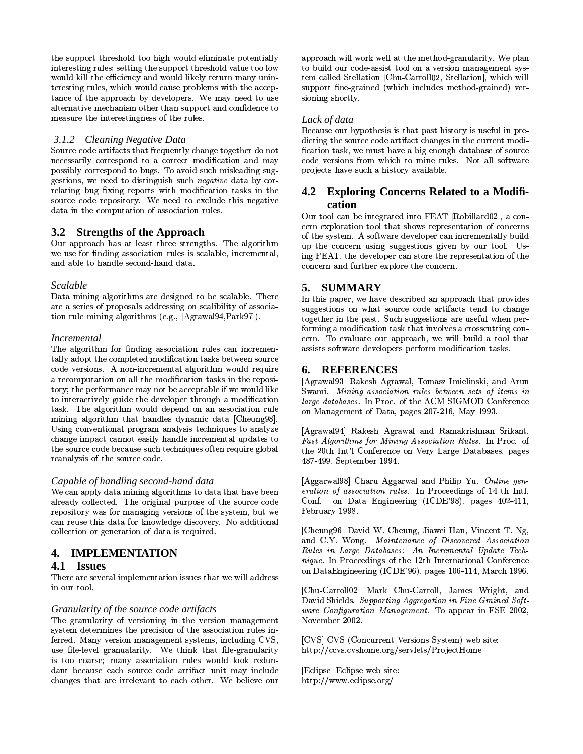the support threshold too high would eliminate potentially interesting rules; setting the support threshold value too low would kill the efficiency and would likely return many uninteresting rules, which would cause problems with the acceptance of the approach by developers. We may need to use alternative mechanism other than support and confidence to measure the interestingness of the rules.

### 3.1.2 Cleaning Negative Data

Source code artifacts that frequently change together do not necessarily correspond to a correct modification and may possibly correspond to bugs. To avoid such misleading suggestions, we need to distinguish such *negative* data by correlating bug fixing reports with modification tasks in the source code repository. We need to exclude this negative data in the computation of association rules.

## 3.2 Strengths of the Approach

Our approach has at least three strengths. The algorithm we use for finding association rules is scalable, incremental, and able to handle second-hand data.

*Scalable*

Data mining algorithms are designed to be scalable. There are a series of proposals addressing on scalibility of association rule mining algorithms (e.g., [Agrawal94,Park97]).

*Incremental*

The algorithm for finding association rules can incrementally adopt the completed modification tasks between source code versions. A non-incremental algorithm would require a recomputation on all the modification tasks in the repository; the performance may not be acceptable if we would like to interactively guide the developer through a modification task. The algorithm would depend on an association rule mining algorithm that handles dynamic data [Cheung98]. Using conventional program analysis techniques to analyze change impact cannot easily handle incremental updates to the source code because such techniques often require global reanalysis of the source code.

*Capable of handling second-hand data*

We can apply data mining algorithms to data that have been already collected. The original purpose of the source code repository was for managing versions of the system, but we can reuse this data for knowledge discovery. No additional collection or generation of data is required.

# 4. IMPLEMENTATION

## 4.1 Issues

There are several implementation issues that we will address in our tool.

*Granularity of the source code artifacts*

The granularity of versioning in the version management system determines the precision of the association rules inferred. Many version management systems, including CVS, use file-level granularity. We think that file-granularity is too coarse; many association rules would look redundant because each source code artifact unit may include changes that are irrelevant to each other. We believe our approach will work well at the method-granularity. We plan to build our code-assist tool on a version management system called Stellation [Chu-Carroll02, Stellation], which will support fine-grained (which includes method-grained) versioning shortly.

*Lack of data*

Because our hypothesis is that past history is useful in predicting the source code artifact changes in the current modification task, we must have a big enough database of source code versions from which to mine rules. Not all software projects have such a history available.

## 4.2 Exploring Concerns Related to a Modification

Our tool can be integrated into FEAT [Robillard02], a concern exploration tool that shows representation of concerns of the system. A software developer can incrementally build up the concern using suggestions given by our tool. Using FEAT, the developer can store the representation of the concern and further explore the concern.

# 5. SUMMARY

In this paper, we have described an approach that provides suggestions on what source code artifacts tend to change together in the past. Such suggestions are useful when performing a modification task that involves a crosscutting concern. To evaluate our approach, we will build a tool that assists software developers perform modification tasks.

# 6. REFERENCES

[Agrawal93] Rakesh Agrawal, Tomasz Imielinski, and Arun Swami. *Mining association rules between sets of items in large databases.* In Proc. of the ACM SIGMOD Conference on Management of Data, pages 207-216, May 1993.

[Agrawal94] Rakesh Agrawal and Ramakrishnan Srikant. *Fast Algorithms for Mining Association Rules.* In Proc. of the 20th Int'l Conference on Very Large Databases, pages 487-499, September 1994.

[Aggarwal98] Charu Aggarwal and Philip Yu. *Online generation of association rules.* In Proceedings of 14 th Intl. Conf. on Data Engineering (ICDE'98), pages 402-411, February 1998.

[Cheung96] David W. Cheung, Jiawei Han, Vincent T. Ng, and C.Y. Wong. *Maintenance of Discovered Association Rules in Large Databases: An Incremental Update Technique.* In Proceedings of the 12th International Conference on DataEngineering (ICDE'96), pages 106-114, March 1996.

[Chu-Carroll02] Mark Chu-Carroll, James Wright, and David Shields. *Supporting Aggregation in Fine Grained Software Configuration Management.* To appear in FSE 2002, November 2002.

[CVS] CVS (Concurrent Versions System) web site: http://ccvs.cvshome.org/servlets/ProjectHome

[Eclipse] Eclipse web site: http://www.eclipse.org/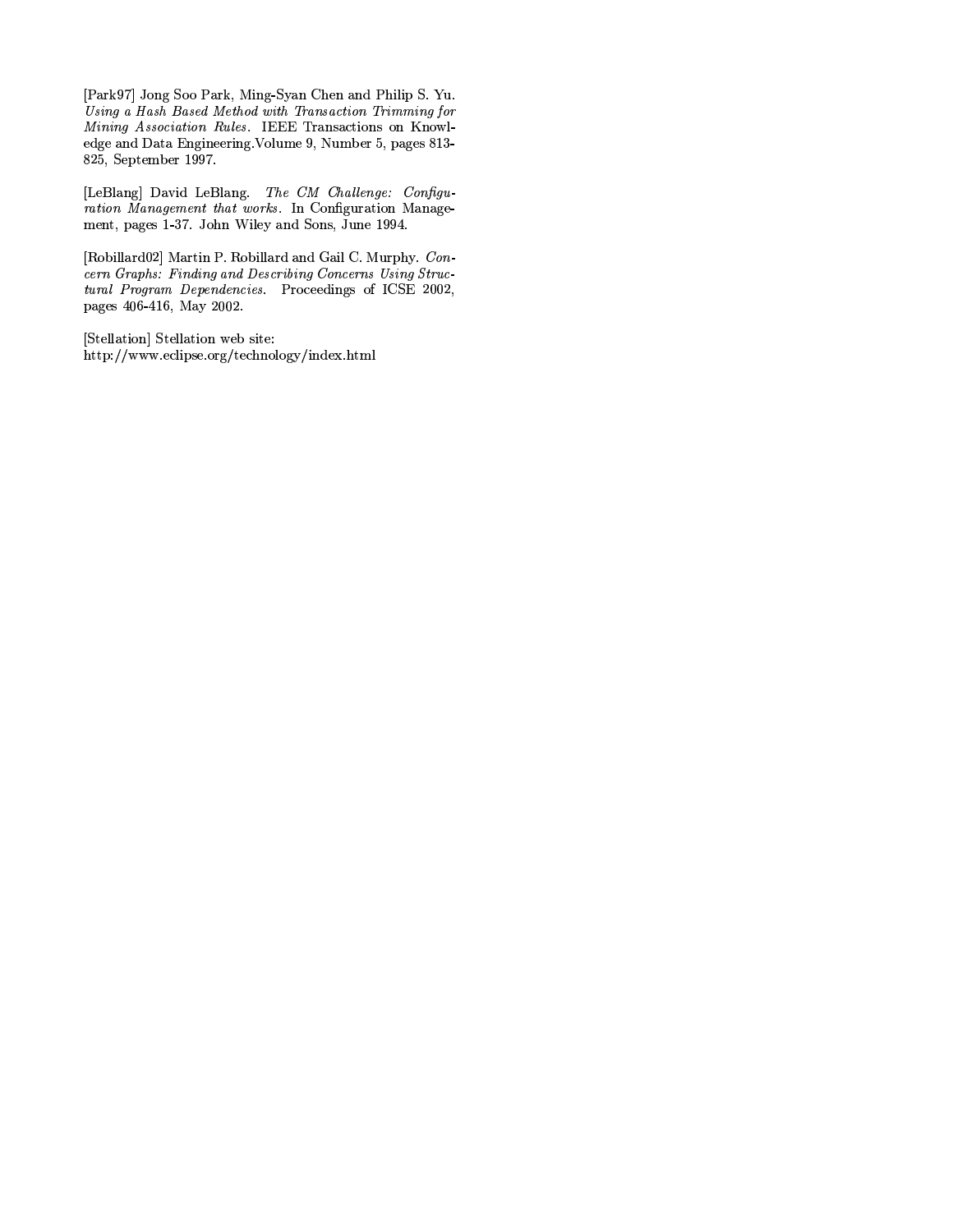[Park97] Jong Soo Park, Ming-Syan Chen and Philip S. Yu. *Using a Hash Based Method with Transaction Trimming for Mining Association Rules*. IEEE Transactions on Knowledge and Data Engineering.Volume 9, Number 5, pages 813-825, September 1997.

[LeBlang] David LeBlang. *The CM Challenge: Configuration Management that works*. In Configuration Management, pages 1-37. John Wiley and Sons, June 1994.

[Robillard02] Martin P. Robillard and Gail C. Murphy. *Concern Graphs: Finding and Describing Concerns Using Structural Program Dependencies*. Proceedings of ICSE 2002, pages 406-416, May 2002.

[Stellation] Stellation web site:
http://www.eclipse.org/technology/index.html